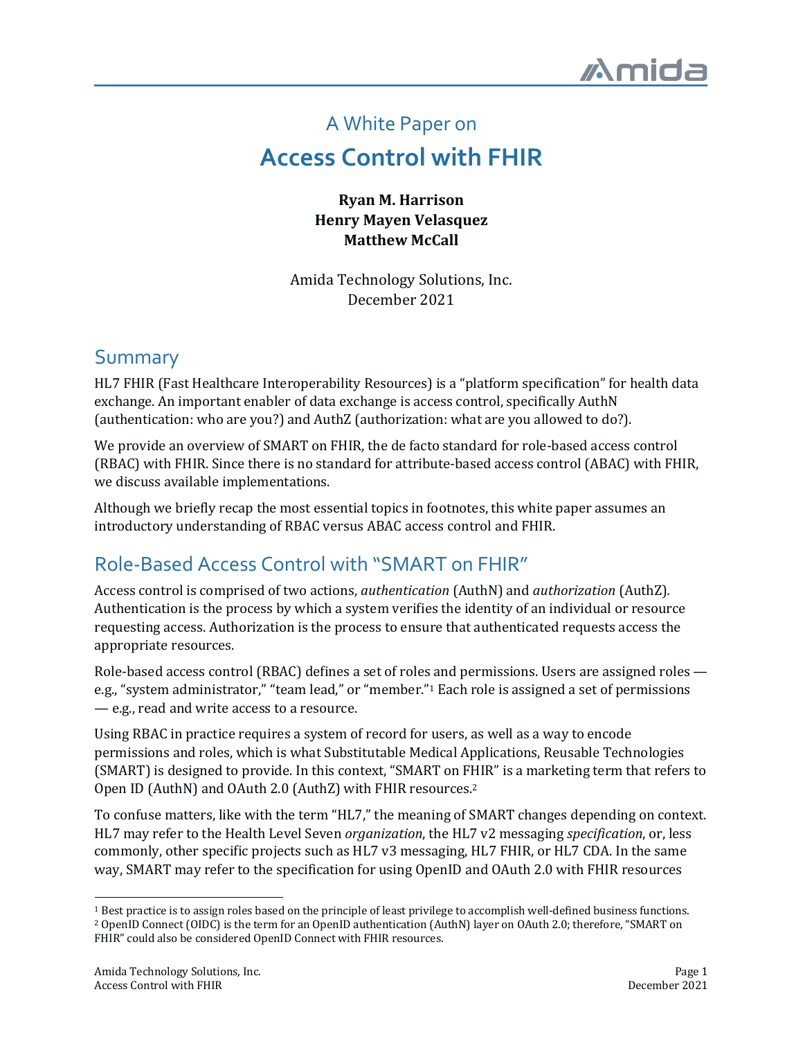A White Paper on

# Access Control with FHIR

**Ryan M. Harrison**
**Henry Mayen Velasquez**
**Matthew McCall**

Amida Technology Solutions, Inc.
December 2021

## Summary

HL7 FHIR (Fast Healthcare Interoperability Resources) is a "platform specification" for health data exchange. An important enabler of data exchange is access control, specifically AuthN (authentication: who are you?) and AuthZ (authorization: what are you allowed to do?).

We provide an overview of SMART on FHIR, the de facto standard for role-based access control (RBAC) with FHIR. Since there is no standard for attribute-based access control (ABAC) with FHIR, we discuss available implementations.

Although we briefly recap the most essential topics in footnotes, this white paper assumes an introductory understanding of RBAC versus ABAC access control and FHIR.

## Role-Based Access Control with "SMART on FHIR"

Access control is comprised of two actions, *authentication* (AuthN) and *authorization* (AuthZ). Authentication is the process by which a system verifies the identity of an individual or resource requesting access. Authorization is the process to ensure that authenticated requests access the appropriate resources.

Role-based access control (RBAC) defines a set of roles and permissions. Users are assigned roles — e.g., "system administrator," "team lead," or "member."[1] Each role is assigned a set of permissions — e.g., read and write access to a resource.

Using RBAC in practice requires a system of record for users, as well as a way to encode permissions and roles, which is what Substitutable Medical Applications, Reusable Technologies (SMART) is designed to provide. In this context, "SMART on FHIR" is a marketing term that refers to Open ID (AuthN) and OAuth 2.0 (AuthZ) with FHIR resources.[2]

To confuse matters, like with the term "HL7," the meaning of SMART changes depending on context. HL7 may refer to the Health Level Seven *organization*, the HL7 v2 messaging *specification*, or, less commonly, other specific projects such as HL7 v3 messaging, HL7 FHIR, or HL7 CDA. In the same way, SMART may refer to the specification for using OpenID and OAuth 2.0 with FHIR resources

---

[1] Best practice is to assign roles based on the principle of least privilege to accomplish well-defined business functions.
[2] OpenID Connect (OIDC) is the term for an OpenID authentication (AuthN) layer on OAuth 2.0; therefore, "SMART on FHIR" could also be considered OpenID Connect with FHIR resources.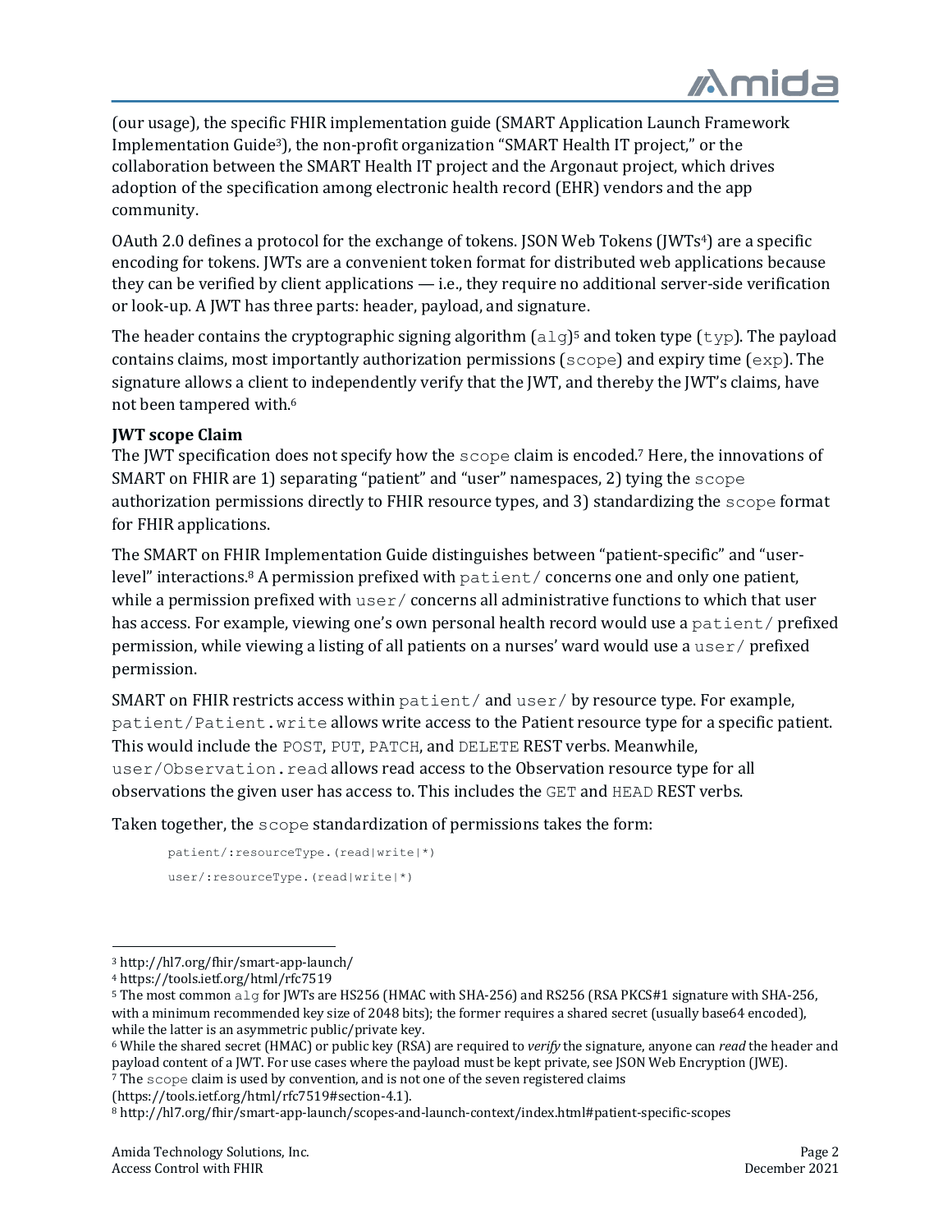(our usage), the specific FHIR implementation guide (SMART Application Launch Framework Implementation Guide[3]), the non-profit organization "SMART Health IT project," or the collaboration between the SMART Health IT project and the Argonaut project, which drives adoption of the specification among electronic health record (EHR) vendors and the app community.

OAuth 2.0 defines a protocol for the exchange of tokens. JSON Web Tokens (JWTs[4]) are a specific encoding for tokens. JWTs are a convenient token format for distributed web applications because they can be verified by client applications — i.e., they require no additional server-side verification or look-up. A JWT has three parts: header, payload, and signature.

The header contains the cryptographic signing algorithm (`alg`)[5] and token type (`typ`). The payload contains claims, most importantly authorization permissions (`scope`) and expiry time (`exp`). The signature allows a client to independently verify that the JWT, and thereby the JWT's claims, have not been tampered with.[6]

**JWT scope Claim**

The JWT specification does not specify how the `scope` claim is encoded.[7] Here, the innovations of SMART on FHIR are 1) separating "patient" and "user" namespaces, 2) tying the `scope` authorization permissions directly to FHIR resource types, and 3) standardizing the `scope` format for FHIR applications.

The SMART on FHIR Implementation Guide distinguishes between "patient-specific" and "user-level" interactions.[8] A permission prefixed with `patient/` concerns one and only one patient, while a permission prefixed with `user/` concerns all administrative functions to which that user has access. For example, viewing one's own personal health record would use a `patient/` prefixed permission, while viewing a listing of all patients on a nurses' ward would use a `user/` prefixed permission.

SMART on FHIR restricts access within `patient/` and `user/` by resource type. For example, `patient/Patient.write` allows write access to the Patient resource type for a specific patient. This would include the `POST`, `PUT`, `PATCH`, and `DELETE` REST verbs. Meanwhile, `user/Observation.read` allows read access to the Observation resource type for all observations the given user has access to. This includes the `GET` and `HEAD` REST verbs.

Taken together, the `scope` standardization of permissions takes the form:

```
patient/:resourceType.(read|write|*)
user/:resourceType.(read|write|*)
```

[3] http://hl7.org/fhir/smart-app-launch/

[4] https://tools.ietf.org/html/rfc7519

[5] The most common `alg` for JWTs are HS256 (HMAC with SHA-256) and RS256 (RSA PKCS#1 signature with SHA-256, with a minimum recommended key size of 2048 bits); the former requires a shared secret (usually base64 encoded), while the latter is an asymmetric public/private key.

[6] While the shared secret (HMAC) or public key (RSA) are required to *verify* the signature, anyone can *read* the header and payload content of a JWT. For use cases where the payload must be kept private, see JSON Web Encryption (JWE).

[7] The `scope` claim is used by convention, and is not one of the seven registered claims (https://tools.ietf.org/html/rfc7519#section-4.1).

[8] http://hl7.org/fhir/smart-app-launch/scopes-and-launch-context/index.html#patient-specific-scopes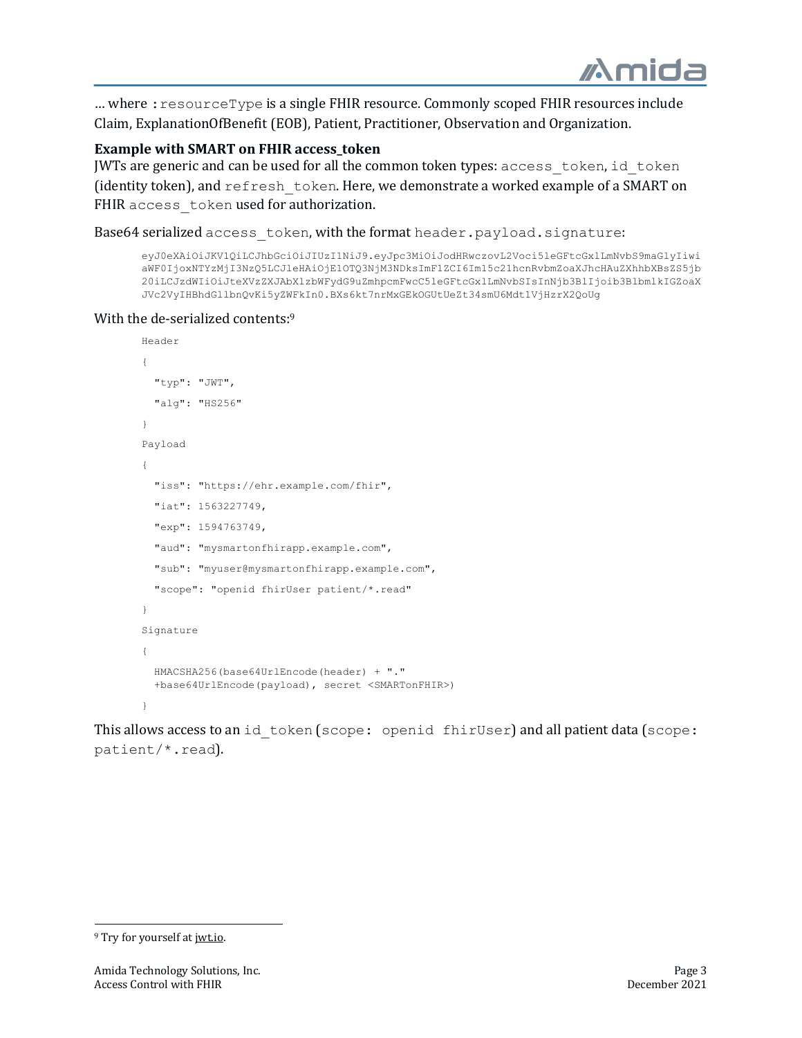… where `:resourceType` is a single FHIR resource. Commonly scoped FHIR resources include Claim, ExplanationOfBenefit (EOB), Patient, Practitioner, Observation and Organization.

**Example with SMART on FHIR access_token**

JWTs are generic and can be used for all the common token types: `access_token`, `id_token` (identity token), and `refresh_token`. Here, we demonstrate a worked example of a SMART on FHIR `access_token` used for authorization.

Base64 serialized `access_token`, with the format `header.payload.signature`:

```
eyJ0eXAiOiJKV1QiLCJhbGciOiJIUzI1NiJ9.eyJpc3MiOiJodHRwczovL2Voci5leGFtcGxlLmNvbS9maGlyIiwi
aWF0IjoxNTYzMjI3NzQ5LCJleHAiOjE1OTQ3NjM3NDksImF1ZCI6Im15c21hcnRvbmZoaXJhcHAuZXhhbXBsZS5jb
20iLCJzdWIiOiJteXVzZXJAbXlzbWFydG9uZmhpcmFwcC5leGFtcGxlLmNvbSIsInNjb3BlIjoib3BlbmlkIGZoaX
JVc2VyIHBhdGllbnQvKi5yZWFkIn0.BXs6kt7nrMxGEkOGUtUeZt34smU6Mdt1VjHzrX2QoUg
```

With the de-serialized contents:[9]

```
Header
{
  "typ": "JWT",
  "alg": "HS256"
}
Payload
{
  "iss": "https://ehr.example.com/fhir",
  "iat": 1563227749,
  "exp": 1594763749,
  "aud": "mysmartonfhirapp.example.com",
  "sub": "myuser@mysmartonfhirapp.example.com",
  "scope": "openid fhirUser patient/*.read"
}
Signature
{
  HMACSHA256(base64UrlEncode(header) + "."
  +base64UrlEncode(payload), secret <SMARTonFHIR>)
}
```

This allows access to an `id_token` (`scope: openid fhirUser`) and all patient data (`scope: patient/*.read`).

---

[9] Try for yourself at jwt.io.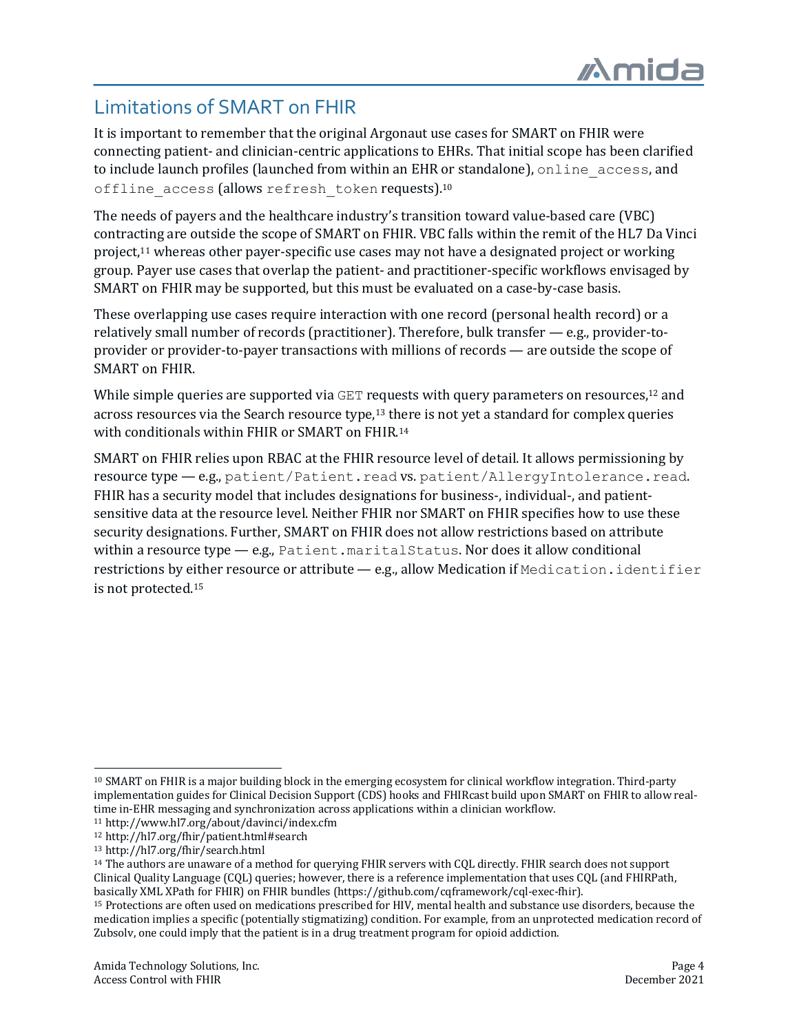## Limitations of SMART on FHIR

It is important to remember that the original Argonaut use cases for SMART on FHIR were connecting patient- and clinician-centric applications to EHRs. That initial scope has been clarified to include launch profiles (launched from within an EHR or standalone), `online_access`, and `offline_access` (allows `refresh_token` requests).[10]

The needs of payers and the healthcare industry's transition toward value-based care (VBC) contracting are outside the scope of SMART on FHIR. VBC falls within the remit of the HL7 Da Vinci project,[11] whereas other payer-specific use cases may not have a designated project or working group. Payer use cases that overlap the patient- and practitioner-specific workflows envisaged by SMART on FHIR may be supported, but this must be evaluated on a case-by-case basis.

These overlapping use cases require interaction with one record (personal health record) or a relatively small number of records (practitioner). Therefore, bulk transfer — e.g., provider-to-provider or provider-to-payer transactions with millions of records — are outside the scope of SMART on FHIR.

While simple queries are supported via `GET` requests with query parameters on resources,[12] and across resources via the Search resource type,[13] there is not yet a standard for complex queries with conditionals within FHIR or SMART on FHIR.[14]

SMART on FHIR relies upon RBAC at the FHIR resource level of detail. It allows permissioning by resource type — e.g., `patient/Patient.read` vs. `patient/AllergyIntolerance.read`. FHIR has a security model that includes designations for business-, individual-, and patient-sensitive data at the resource level. Neither FHIR nor SMART on FHIR specifies how to use these security designations. Further, SMART on FHIR does not allow restrictions based on attribute within a resource type — e.g., `Patient.maritalStatus`. Nor does it allow conditional restrictions by either resource or attribute — e.g., allow Medication if `Medication.identifier` is not protected.[15]

---

[10] SMART on FHIR is a major building block in the emerging ecosystem for clinical workflow integration. Third-party implementation guides for Clinical Decision Support (CDS) hooks and FHIRcast build upon SMART on FHIR to allow real-time in-EHR messaging and synchronization across applications within a clinician workflow.

[11] http://www.hl7.org/about/davinci/index.cfm

[12] http://hl7.org/fhir/patient.html#search

[13] http://hl7.org/fhir/search.html

[14] The authors are unaware of a method for querying FHIR servers with CQL directly. FHIR search does not support Clinical Quality Language (CQL) queries; however, there is a reference implementation that uses CQL (and FHIRPath, basically XML XPath for FHIR) on FHIR bundles (https://github.com/cqframework/cql-exec-fhir).

[15] Protections are often used on medications prescribed for HIV, mental health and substance use disorders, because the medication implies a specific (potentially stigmatizing) condition. For example, from an unprotected medication record of Zubsolv, one could imply that the patient is in a drug treatment program for opioid addiction.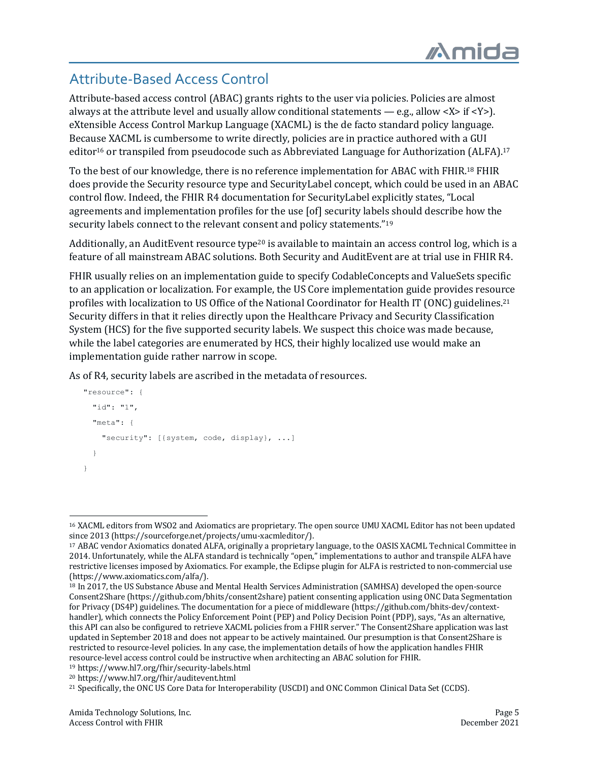## Attribute-Based Access Control

Attribute-based access control (ABAC) grants rights to the user via policies. Policies are almost always at the attribute level and usually allow conditional statements — e.g., allow <X> if <Y>). eXtensible Access Control Markup Language (XACML) is the de facto standard policy language. Because XACML is cumbersome to write directly, policies are in practice authored with a GUI editor[16] or transpiled from pseudocode such as Abbreviated Language for Authorization (ALFA).[17]

To the best of our knowledge, there is no reference implementation for ABAC with FHIR.[18] FHIR does provide the Security resource type and SecurityLabel concept, which could be used in an ABAC control flow. Indeed, the FHIR R4 documentation for SecurityLabel explicitly states, "Local agreements and implementation profiles for the use [of] security labels should describe how the security labels connect to the relevant consent and policy statements."[19]

Additionally, an AuditEvent resource type[20] is available to maintain an access control log, which is a feature of all mainstream ABAC solutions. Both Security and AuditEvent are at trial use in FHIR R4.

FHIR usually relies on an implementation guide to specify CodableConcepts and ValueSets specific to an application or localization. For example, the US Core implementation guide provides resource profiles with localization to US Office of the National Coordinator for Health IT (ONC) guidelines.[21] Security differs in that it relies directly upon the Healthcare Privacy and Security Classification System (HCS) for the five supported security labels. We suspect this choice was made because, while the label categories are enumerated by HCS, their highly localized use would make an implementation guide rather narrow in scope.

As of R4, security labels are ascribed in the metadata of resources.

```
"resource": {
  "id": "1",
  "meta": {
    "security": [{system, code, display}, ...]
  }
}
```

---

[16] XACML editors from WSO2 and Axiomatics are proprietary. The open source UMU XACML Editor has not been updated since 2013 (https://sourceforge.net/projects/umu-xacmleditor/).

[17] ABAC vendor Axiomatics donated ALFA, originally a proprietary language, to the OASIS XACML Technical Committee in 2014. Unfortunately, while the ALFA standard is technically "open," implementations to author and transpile ALFA have restrictive licenses imposed by Axiomatics. For example, the Eclipse plugin for ALFA is restricted to non-commercial use (https://www.axiomatics.com/alfa/).

[18] In 2017, the US Substance Abuse and Mental Health Services Administration (SAMHSA) developed the open-source Consent2Share (https://github.com/bhits/consent2share) patient consenting application using ONC Data Segmentation for Privacy (DS4P) guidelines. The documentation for a piece of middleware (https://github.com/bhits-dev/context-handler), which connects the Policy Enforcement Point (PEP) and Policy Decision Point (PDP), says, "As an alternative, this API can also be configured to retrieve XACML policies from a FHIR server." The Consent2Share application was last updated in September 2018 and does not appear to be actively maintained. Our presumption is that Consent2Share is restricted to resource-level policies. In any case, the implementation details of how the application handles FHIR resource-level access control could be instructive when architecting an ABAC solution for FHIR.

[19] https://www.hl7.org/fhir/security-labels.html

[20] https://www.hl7.org/fhir/auditevent.html

[21] Specifically, the ONC US Core Data for Interoperability (USCDI) and ONC Common Clinical Data Set (CCDS).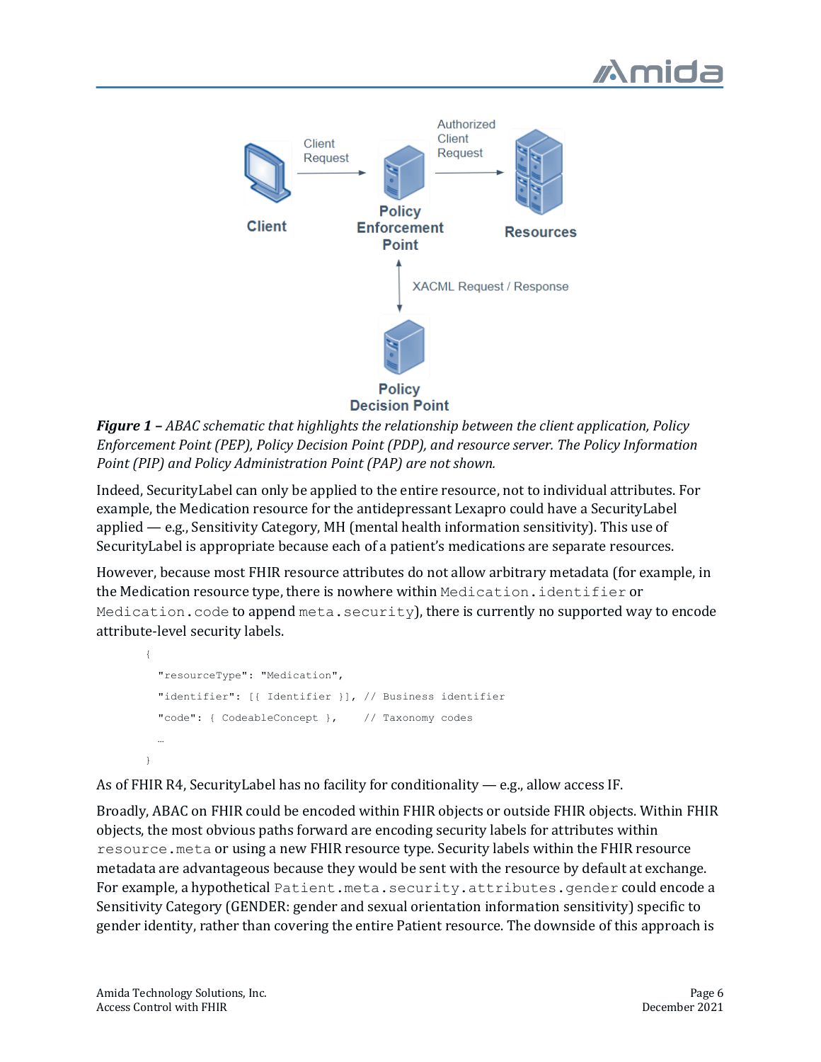*Figure 1 – ABAC schematic that highlights the relationship between the client application, Policy Enforcement Point (PEP), Policy Decision Point (PDP), and resource server. The Policy Information Point (PIP) and Policy Administration Point (PAP) are not shown.*

Indeed, SecurityLabel can only be applied to the entire resource, not to individual attributes. For example, the Medication resource for the antidepressant Lexapro could have a SecurityLabel applied — e.g., Sensitivity Category, MH (mental health information sensitivity). This use of SecurityLabel is appropriate because each of a patient's medications are separate resources.

However, because most FHIR resource attributes do not allow arbitrary metadata (for example, in the Medication resource type, there is nowhere within `Medication.identifier` or `Medication.code` to append `meta.security`), there is currently no supported way to encode attribute-level security labels.

```
{
  "resourceType": "Medication",
  "identifier": [{ Identifier }], // Business identifier
  "code": { CodeableConcept },    // Taxonomy codes
  …
}
```

As of FHIR R4, SecurityLabel has no facility for conditionality — e.g., allow access IF.

Broadly, ABAC on FHIR could be encoded within FHIR objects or outside FHIR objects. Within FHIR objects, the most obvious paths forward are encoding security labels for attributes within `resource.meta` or using a new FHIR resource type. Security labels within the FHIR resource metadata are advantageous because they would be sent with the resource by default at exchange. For example, a hypothetical `Patient.meta.security.attributes.gender` could encode a Sensitivity Category (GENDER: gender and sexual orientation information sensitivity) specific to gender identity, rather than covering the entire Patient resource. The downside of this approach is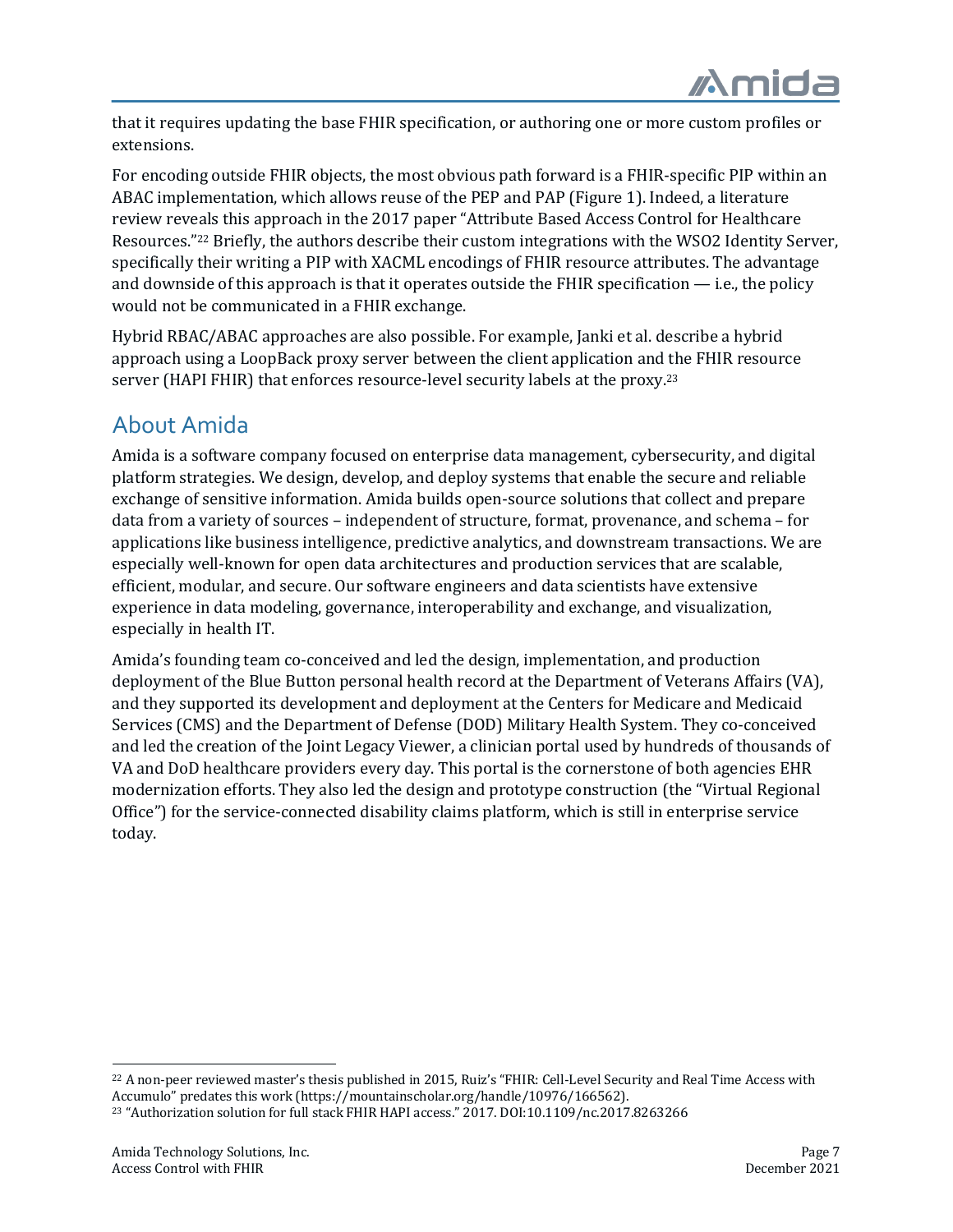that it requires updating the base FHIR specification, or authoring one or more custom profiles or extensions.

For encoding outside FHIR objects, the most obvious path forward is a FHIR-specific PIP within an ABAC implementation, which allows reuse of the PEP and PAP (Figure 1). Indeed, a literature review reveals this approach in the 2017 paper "Attribute Based Access Control for Healthcare Resources."[22] Briefly, the authors describe their custom integrations with the WSO2 Identity Server, specifically their writing a PIP with XACML encodings of FHIR resource attributes. The advantage and downside of this approach is that it operates outside the FHIR specification — i.e., the policy would not be communicated in a FHIR exchange.

Hybrid RBAC/ABAC approaches are also possible. For example, Janki et al. describe a hybrid approach using a LoopBack proxy server between the client application and the FHIR resource server (HAPI FHIR) that enforces resource-level security labels at the proxy.[23]

## About Amida

Amida is a software company focused on enterprise data management, cybersecurity, and digital platform strategies. We design, develop, and deploy systems that enable the secure and reliable exchange of sensitive information. Amida builds open-source solutions that collect and prepare data from a variety of sources – independent of structure, format, provenance, and schema – for applications like business intelligence, predictive analytics, and downstream transactions. We are especially well-known for open data architectures and production services that are scalable, efficient, modular, and secure. Our software engineers and data scientists have extensive experience in data modeling, governance, interoperability and exchange, and visualization, especially in health IT.

Amida's founding team co-conceived and led the design, implementation, and production deployment of the Blue Button personal health record at the Department of Veterans Affairs (VA), and they supported its development and deployment at the Centers for Medicare and Medicaid Services (CMS) and the Department of Defense (DOD) Military Health System. They co-conceived and led the creation of the Joint Legacy Viewer, a clinician portal used by hundreds of thousands of VA and DoD healthcare providers every day. This portal is the cornerstone of both agencies EHR modernization efforts. They also led the design and prototype construction (the "Virtual Regional Office") for the service-connected disability claims platform, which is still in enterprise service today.

---

[22] A non-peer reviewed master's thesis published in 2015, Ruiz's "FHIR: Cell-Level Security and Real Time Access with Accumulo" predates this work (https://mountainscholar.org/handle/10976/166562).

[23] "Authorization solution for full stack FHIR HAPI access." 2017. DOI:10.1109/nc.2017.8263266